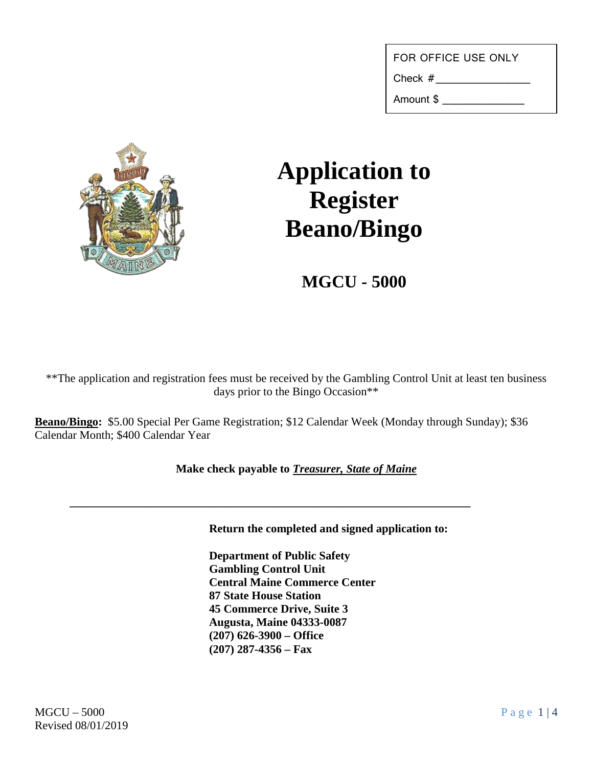| FOR OFFICE USE ONLY |
| --- |
| Check # ________________ |
| Amount $ ______________ |

# Application to Register Beano/Bingo

## MGCU - 5000

**The application and registration fees must be received by the Gambling Control Unit at least ten business days prior to the Bingo Occasion**

**Beano/Bingo:** $5.00 Special Per Game Registration; $12 Calendar Week (Monday through Sunday); $36 Calendar Month; $400 Calendar Year

**Make check payable to *Treasurer, State of Maine***

---

**Return the completed and signed application to:**

**Department of Public Safety**
**Gambling Control Unit**
**Central Maine Commerce Center**
**87 State House Station**
**45 Commerce Drive, Suite 3**
**Augusta, Maine 04333-0087**
**(207) 626-3900 – Office**
**(207) 287-4356 – Fax**

MGCU – 5000
Revised 08/01/2019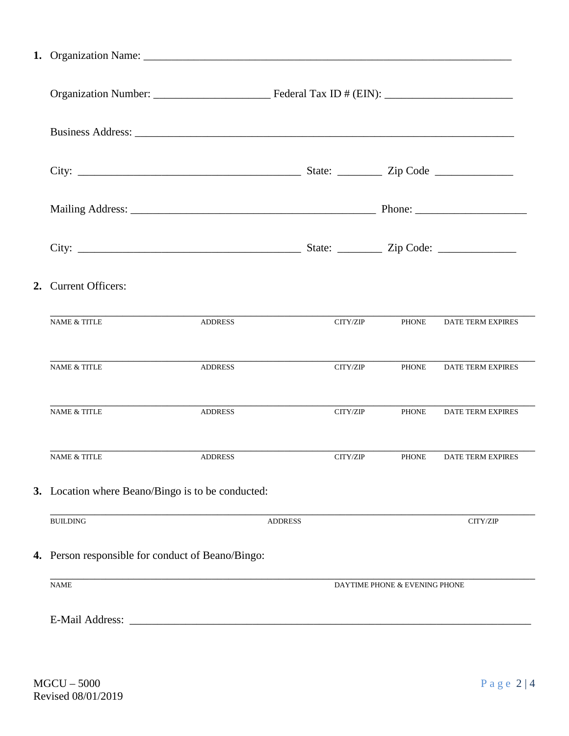**1.** Organization Name: ___________________________________________________________________

Organization Number: ____________________ Federal Tax ID # (EIN): ______________________

Business Address: _________________________________________________________________

City: ______________________________________ State: _______ Zip Code _____________

Mailing Address: __________________________________________ Phone: ___________________

City: ______________________________________ State: _______ Zip Code: _____________

**2.** Current Officers:

| NAME & TITLE | ADDRESS | CITY/ZIP | PHONE | DATE TERM EXPIRES |
|---|---|---|---|---|
| | | | | |
| | | | | |
| | | | | |
| | | | | |

**3.** Location where Beano/Bingo is to be conducted:

| BUILDING | ADDRESS | CITY/ZIP |
|---|---|---|
| | | |

**4.** Person responsible for conduct of Beano/Bingo:

| NAME | DAYTIME PHONE & EVENING PHONE |
|---|---|
| | |

E-Mail Address: ___________________________________________________________________________

MGCU – 5000
Revised 08/01/2019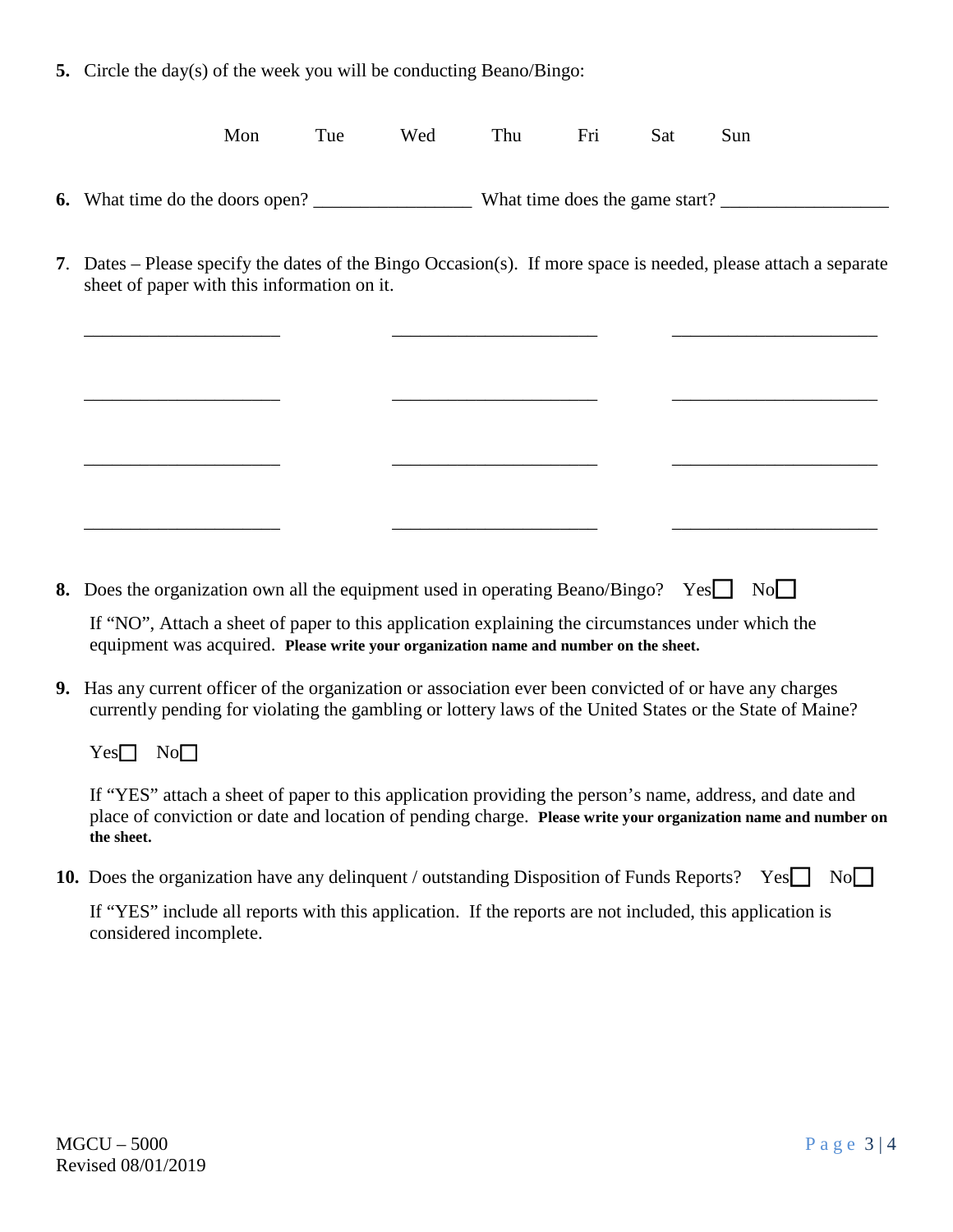**5.** Circle the day(s) of the week you will be conducting Beano/Bingo:

Mon Tue Wed Thu Fri Sat Sun

**6.** What time do the doors open? _________________ What time does the game start? __________________

**7**. Dates – Please specify the dates of the Bingo Occasion(s). If more space is needed, please attach a separate sheet of paper with this information on it.

_____________________ _____________________ _____________________

_____________________ _____________________ _____________________

_____________________ _____________________ _____________________

_____________________ _____________________ _____________________

**8.** Does the organization own all the equipment used in operating Beano/Bingo? Yes☐ No☐

If "NO", Attach a sheet of paper to this application explaining the circumstances under which the equipment was acquired. **Please write your organization name and number on the sheet.**

**9.** Has any current officer of the organization or association ever been convicted of or have any charges currently pending for violating the gambling or lottery laws of the United States or the State of Maine?

Yes☐ No☐

If "YES" attach a sheet of paper to this application providing the person's name, address, and date and place of conviction or date and location of pending charge. **Please write your organization name and number on the sheet.**

**10.** Does the organization have any delinquent / outstanding Disposition of Funds Reports? Yes☐ No☐

If "YES" include all reports with this application. If the reports are not included, this application is considered incomplete.

MGCU – 5000
Revised 08/01/2019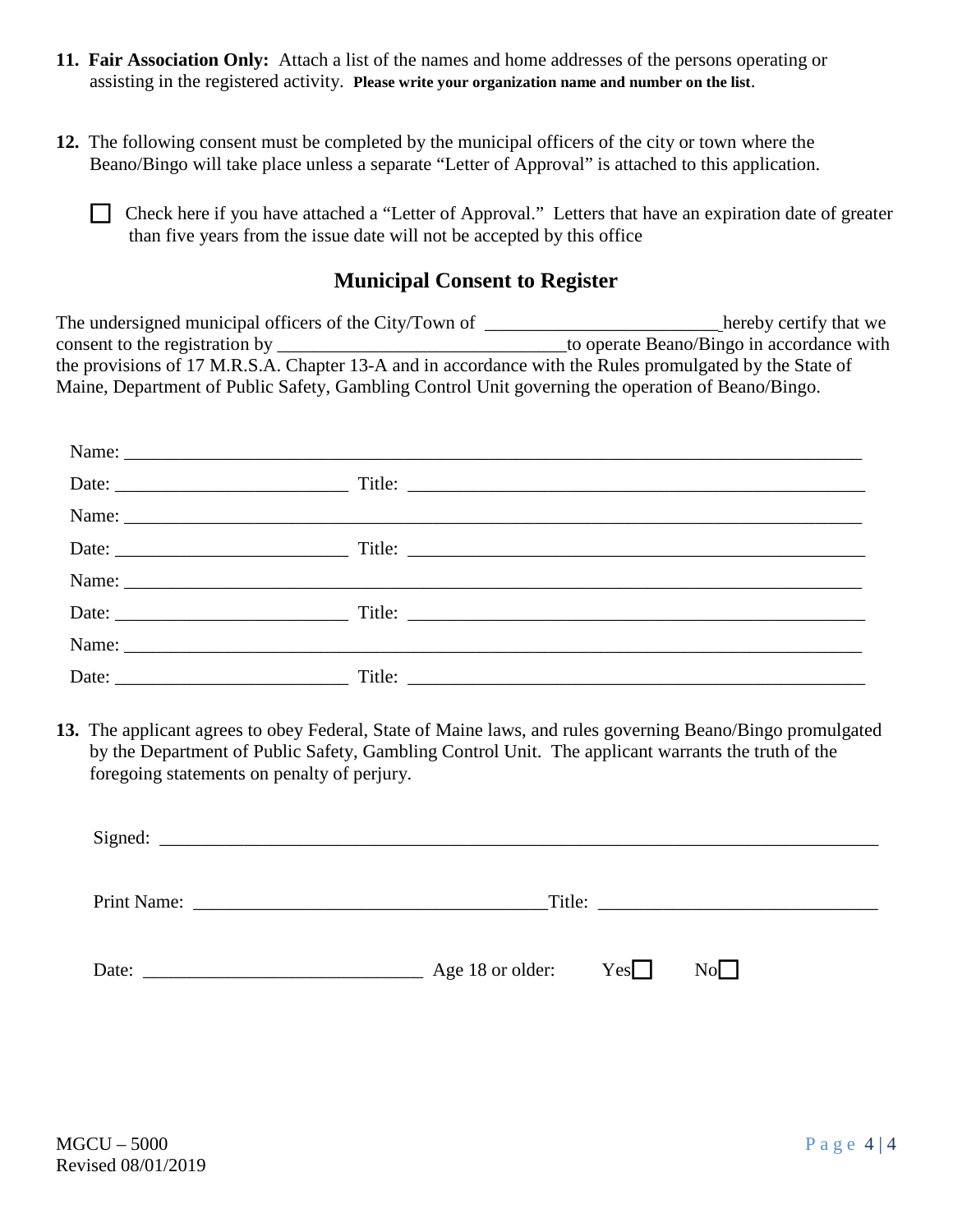**11. Fair Association Only:** Attach a list of the names and home addresses of the persons operating or assisting in the registered activity. **Please write your organization name and number on the list**.

**12.** The following consent must be completed by the municipal officers of the city or town where the Beano/Bingo will take place unless a separate "Letter of Approval" is attached to this application.

☐ Check here if you have attached a "Letter of Approval." Letters that have an expiration date of greater than five years from the issue date will not be accepted by this office

## Municipal Consent to Register

The undersigned municipal officers of the City/Town of _________________________ hereby certify that we consent to the registration by _______________________________ to operate Beano/Bingo in accordance with the provisions of 17 M.R.S.A. Chapter 13-A and in accordance with the Rules promulgated by the State of Maine, Department of Public Safety, Gambling Control Unit governing the operation of Beano/Bingo.

Name: ___________________________________________________________________________

Date: ________________________ Title: ________________________________________________

Name: ___________________________________________________________________________

Date: ________________________ Title: ________________________________________________

Name: ___________________________________________________________________________

Date: ________________________ Title: ________________________________________________

Name: ___________________________________________________________________________

Date: ________________________ Title: ________________________________________________

**13.** The applicant agrees to obey Federal, State of Maine laws, and rules governing Beano/Bingo promulgated by the Department of Public Safety, Gambling Control Unit. The applicant warrants the truth of the foregoing statements on penalty of perjury.

Signed: ___________________________________________________________________________

Print Name: ______________________________________ Title: ____________________________

Date: _____________________________ Age 18 or older: Yes ☐ No ☐

MGCU – 5000
Revised 08/01/2019